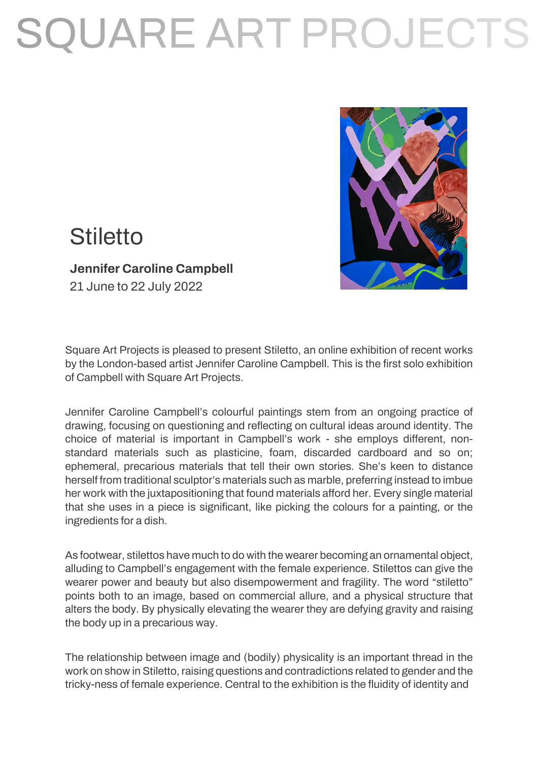# SQUARE ART PROJECTS

## Stiletto

**Jennifer Caroline Campbell**
21 June to 22 July 2022

Square Art Projects is pleased to present Stiletto, an online exhibition of recent works by the London-based artist Jennifer Caroline Campbell. This is the first solo exhibition of Campbell with Square Art Projects.

Jennifer Caroline Campbell's colourful paintings stem from an ongoing practice of drawing, focusing on questioning and reflecting on cultural ideas around identity. The choice of material is important in Campbell's work - she employs different, non-standard materials such as plasticine, foam, discarded cardboard and so on; ephemeral, precarious materials that tell their own stories. She's keen to distance herself from traditional sculptor's materials such as marble, preferring instead to imbue her work with the juxtapositioning that found materials afford her. Every single material that she uses in a piece is significant, like picking the colours for a painting, or the ingredients for a dish.

As footwear, stilettos have much to do with the wearer becoming an ornamental object, alluding to Campbell's engagement with the female experience. Stilettos can give the wearer power and beauty but also disempowerment and fragility. The word "stiletto" points both to an image, based on commercial allure, and a physical structure that alters the body. By physically elevating the wearer they are defying gravity and raising the body up in a precarious way.

The relationship between image and (bodily) physicality is an important thread in the work on show in Stiletto, raising questions and contradictions related to gender and the tricky-ness of female experience. Central to the exhibition is the fluidity of identity and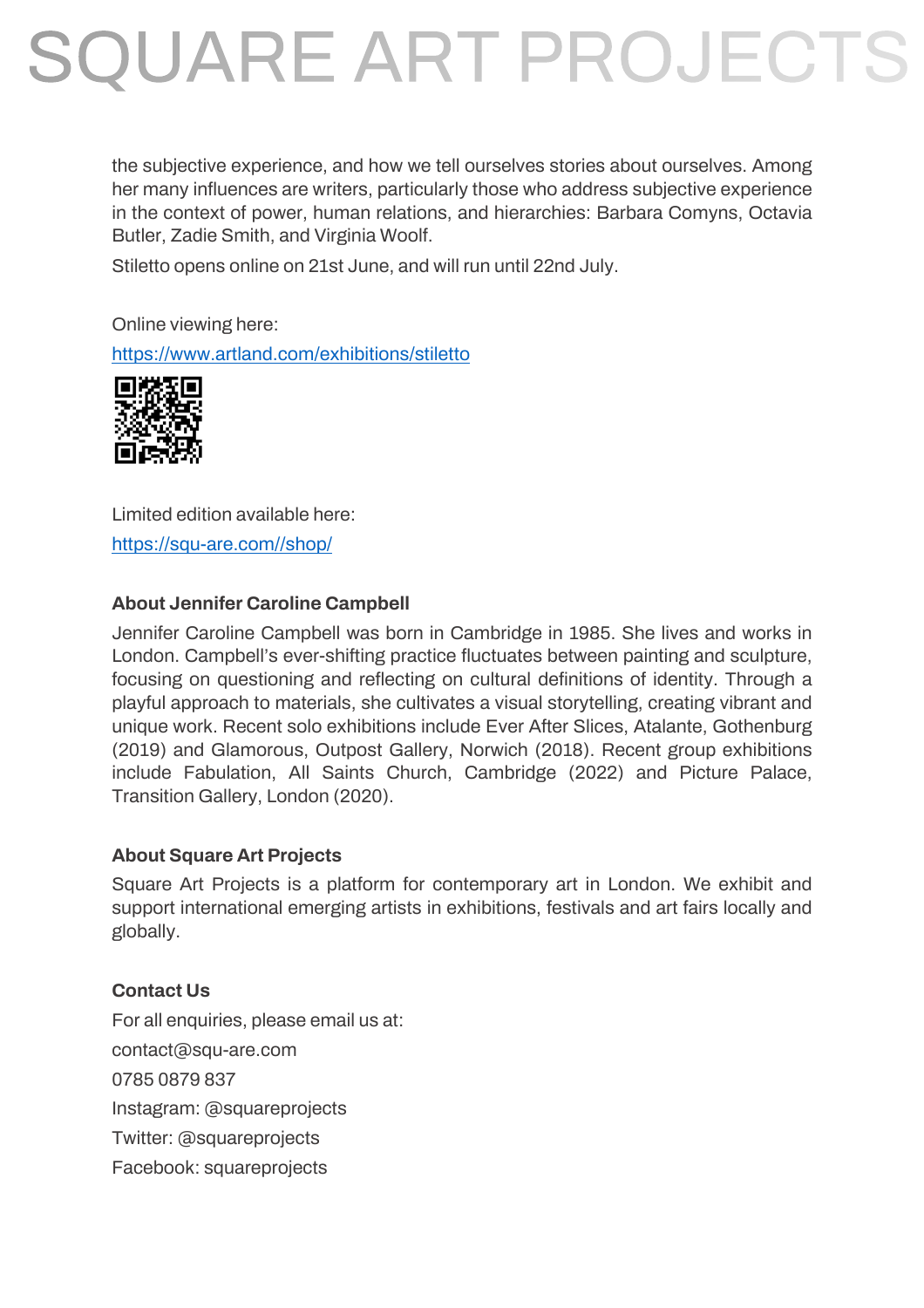the subjective experience, and how we tell ourselves stories about ourselves. Among her many influences are writers, particularly those who address subjective experience in the context of power, human relations, and hierarchies: Barbara Comyns, Octavia Butler, Zadie Smith, and Virginia Woolf.

Stiletto opens online on 21st June, and will run until 22nd July.

Online viewing here:

https://www.artland.com/exhibitions/stiletto

Limited edition available here:

https://squ-are.com//shop/

**About Jennifer Caroline Campbell**

Jennifer Caroline Campbell was born in Cambridge in 1985. She lives and works in London. Campbell's ever-shifting practice fluctuates between painting and sculpture, focusing on questioning and reflecting on cultural definitions of identity. Through a playful approach to materials, she cultivates a visual storytelling, creating vibrant and unique work. Recent solo exhibitions include Ever After Slices, Atalante, Gothenburg (2019) and Glamorous, Outpost Gallery, Norwich (2018). Recent group exhibitions include Fabulation, All Saints Church, Cambridge (2022) and Picture Palace, Transition Gallery, London (2020).

**About Square Art Projects**

Square Art Projects is a platform for contemporary art in London. We exhibit and support international emerging artists in exhibitions, festivals and art fairs locally and globally.

**Contact Us**

For all enquiries, please email us at:

contact@squ-are.com

0785 0879 837

Instagram: @squareprojects

Twitter: @squareprojects

Facebook: squareprojects